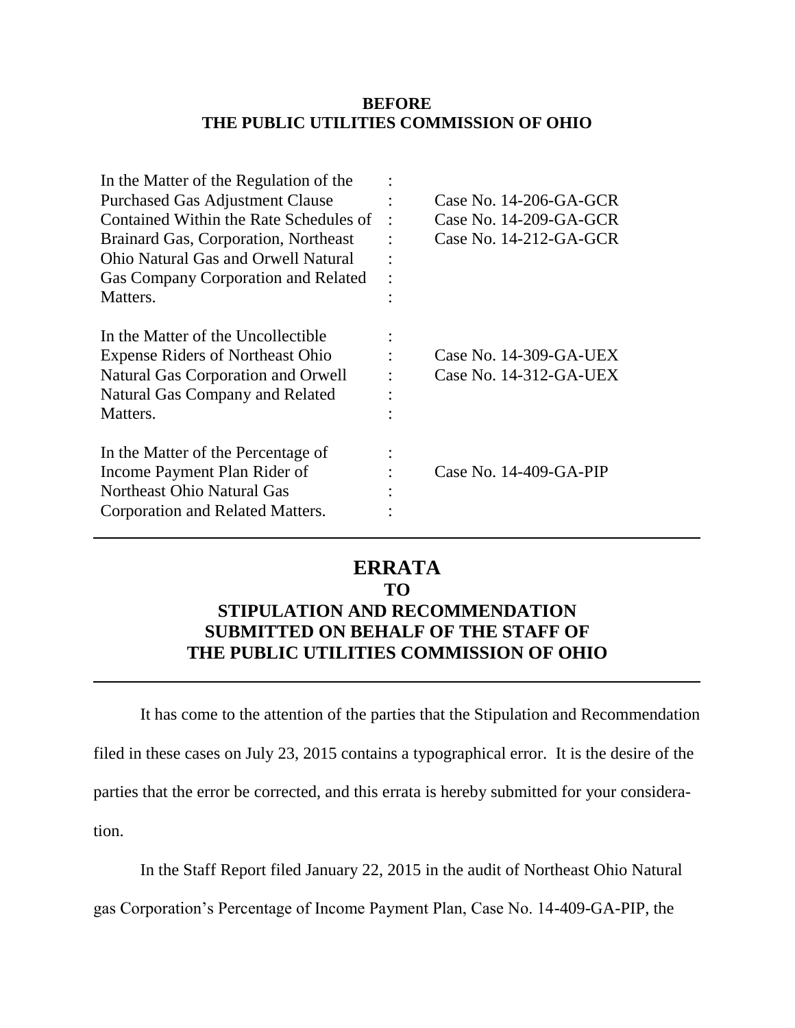**BEFORE**
**THE PUBLIC UTILITIES COMMISSION OF OHIO**

| | | |
|---|---|---|
| In the Matter of the Regulation of the Purchased Gas Adjustment Clause Contained Within the Rate Schedules of Brainard Gas, Corporation, Northeast Ohio Natural Gas and Orwell Natural Gas Company Corporation and Related Matters. | : | Case No. 14-206-GA-GCR<br>Case No. 14-209-GA-GCR<br>Case No. 14-212-GA-GCR |
| In the Matter of the Uncollectible Expense Riders of Northeast Ohio Natural Gas Corporation and Orwell Natural Gas Company and Related Matters. | : | Case No. 14-309-GA-UEX<br>Case No. 14-312-GA-UEX |
| In the Matter of the Percentage of Income Payment Plan Rider of Northeast Ohio Natural Gas Corporation and Related Matters. | : | Case No. 14-409-GA-PIP |

# ERRATA
## TO
## STIPULATION AND RECOMMENDATION SUBMITTED ON BEHALF OF THE STAFF OF THE PUBLIC UTILITIES COMMISSION OF OHIO

It has come to the attention of the parties that the Stipulation and Recommendation filed in these cases on July 23, 2015 contains a typographical error. It is the desire of the parties that the error be corrected, and this errata is hereby submitted for your consideration.

In the Staff Report filed January 22, 2015 in the audit of Northeast Ohio Natural gas Corporation's Percentage of Income Payment Plan, Case No. 14-409-GA-PIP, the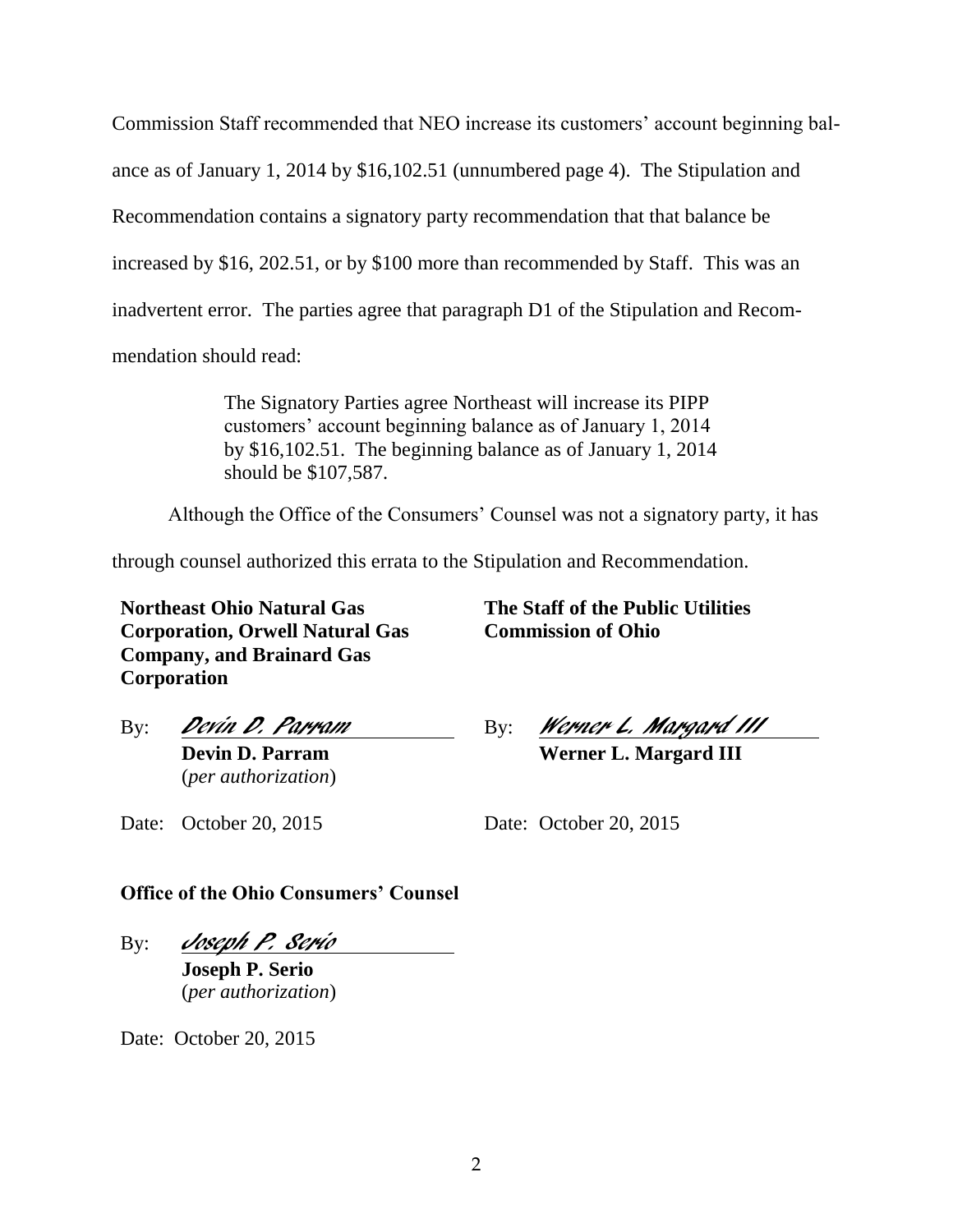Commission Staff recommended that NEO increase its customers' account beginning balance as of January 1, 2014 by $16,102.51 (unnumbered page 4). The Stipulation and Recommendation contains a signatory party recommendation that that balance be increased by $16, 202.51, or by $100 more than recommended by Staff. This was an inadvertent error. The parties agree that paragraph D1 of the Stipulation and Recommendation should read:

> The Signatory Parties agree Northeast will increase its PIPP customers' account beginning balance as of January 1, 2014 by $16,102.51. The beginning balance as of January 1, 2014 should be $107,587.

Although the Office of the Consumers' Counsel was not a signatory party, it has through counsel authorized this errata to the Stipulation and Recommendation.

**Northeast Ohio Natural Gas Corporation, Orwell Natural Gas Company, and Brainard Gas Corporation**

By: *Devin D. Parram*
**Devin D. Parram**
(*per authorization*)

Date: October 20, 2015

**The Staff of the Public Utilities Commission of Ohio**

By: *Werner L. Margard III*
**Werner L. Margard III**

Date: October 20, 2015

**Office of the Ohio Consumers' Counsel**

By: *Joseph P. Serio*
**Joseph P. Serio**
(*per authorization*)

Date: October 20, 2015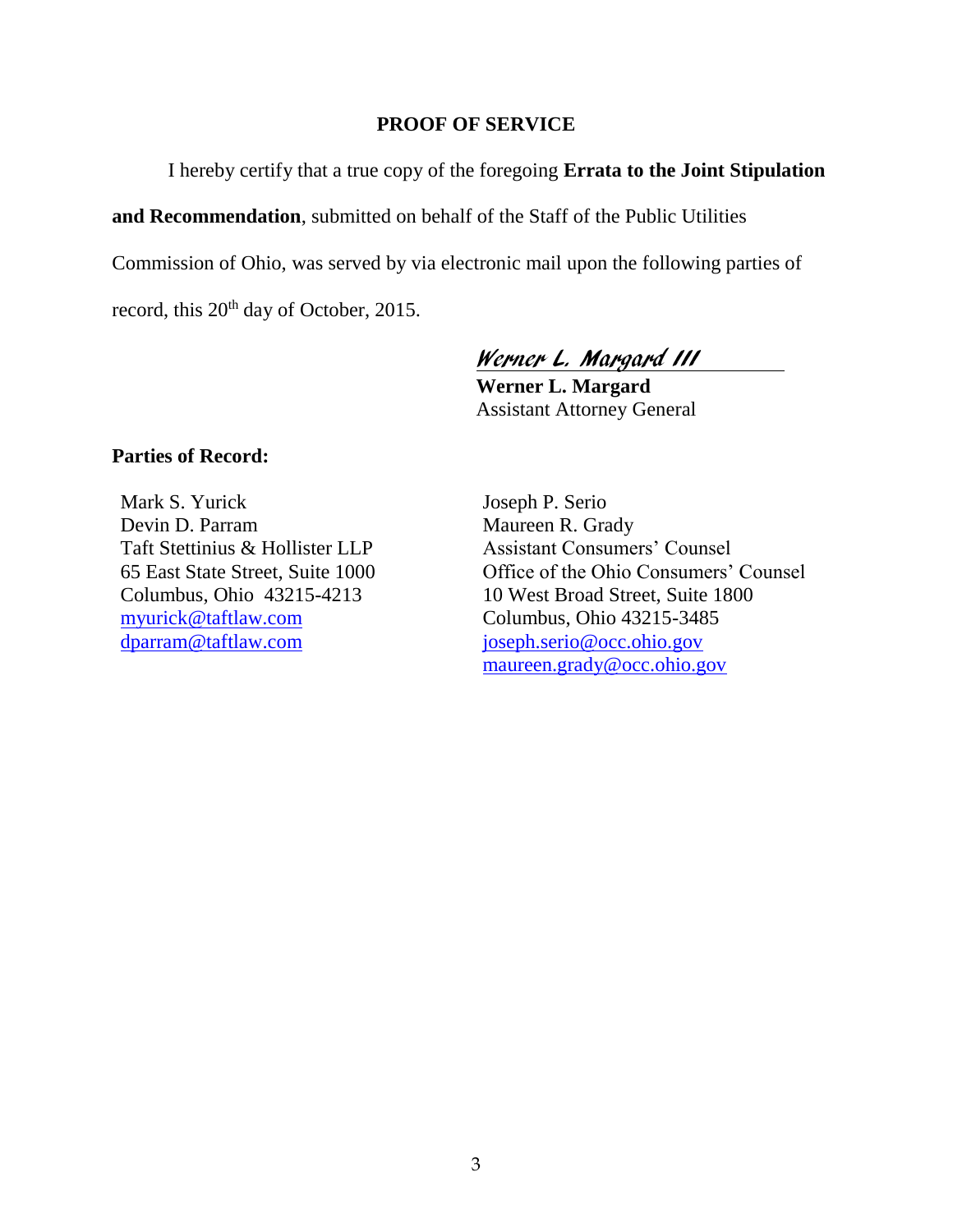**PROOF OF SERVICE**

I hereby certify that a true copy of the foregoing **Errata to the Joint Stipulation and Recommendation**, submitted on behalf of the Staff of the Public Utilities Commission of Ohio, was served by via electronic mail upon the following parties of record, this 20th day of October, 2015.

*Werner L. Margard III*

**Werner L. Margard**
Assistant Attorney General

**Parties of Record:**

Mark S. Yurick
Devin D. Parram
Taft Stettinius & Hollister LLP
65 East State Street, Suite 1000
Columbus, Ohio 43215-4213
myurick@taftlaw.com
dparram@taftlaw.com

Joseph P. Serio
Maureen R. Grady
Assistant Consumers' Counsel
Office of the Ohio Consumers' Counsel
10 West Broad Street, Suite 1800
Columbus, Ohio 43215-3485
joseph.serio@occ.ohio.gov
maureen.grady@occ.ohio.gov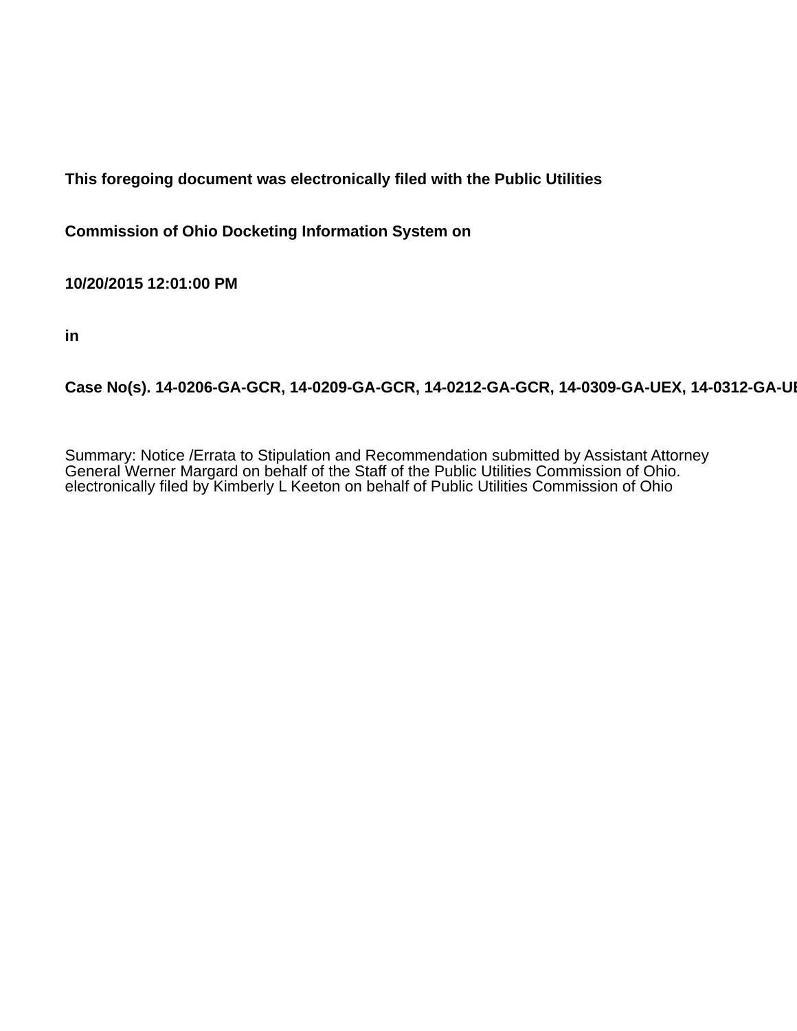**This foregoing document was electronically filed with the Public Utilities**

**Commission of Ohio Docketing Information System on**

**10/20/2015 12:01:00 PM**

**in**

**Case No(s). 14-0206-GA-GCR, 14-0209-GA-GCR, 14-0212-GA-GCR, 14-0309-GA-UEX, 14-0312-GA-UE**

Summary: Notice /Errata to Stipulation and Recommendation submitted by Assistant Attorney General Werner Margard on behalf of the Staff of the Public Utilities Commission of Ohio. electronically filed by Kimberly L Keeton on behalf of Public Utilities Commission of Ohio